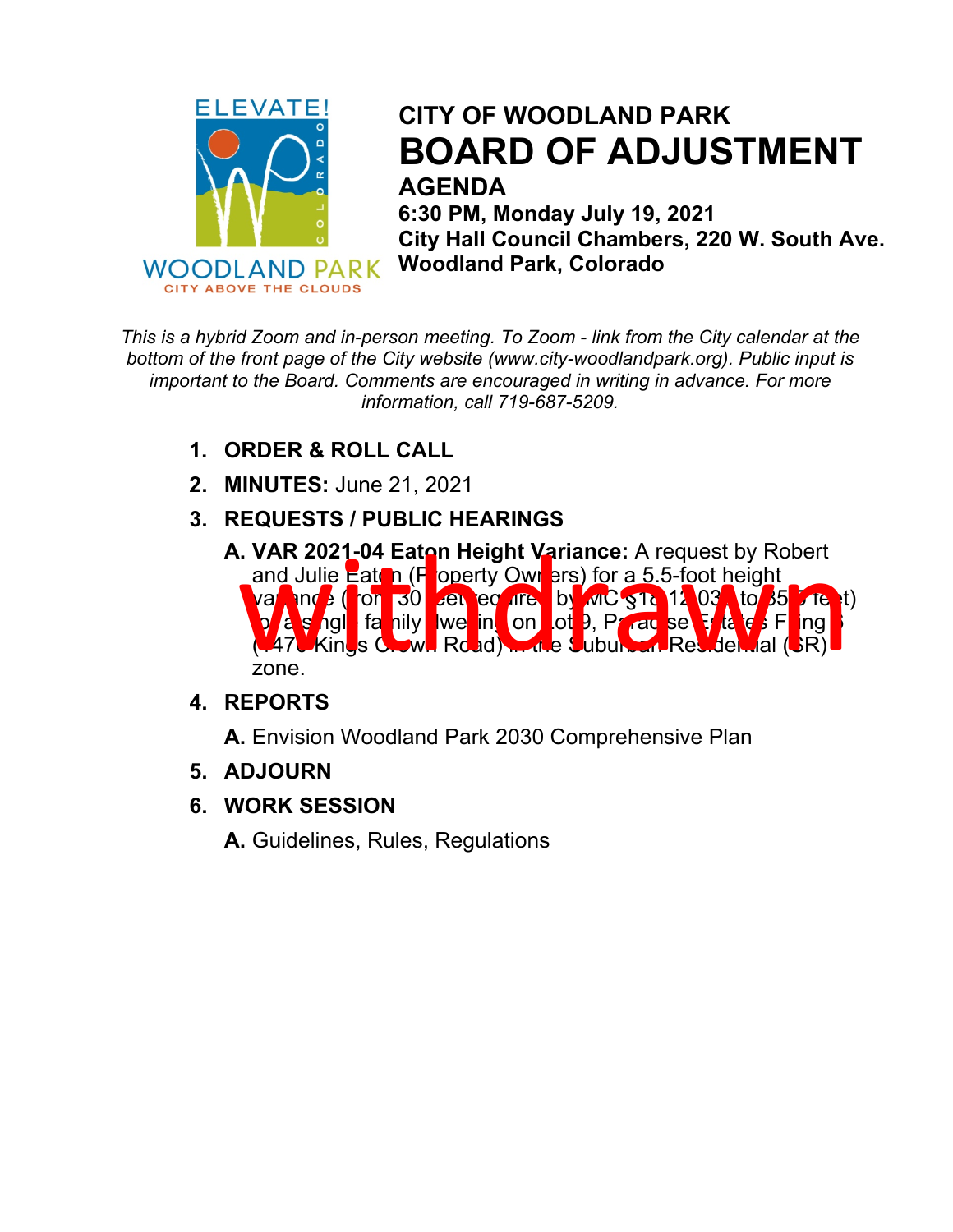# CITY OF WOODLAND PARK

# BOARD OF ADJUSTMENT

## AGENDA

**6:30 PM, Monday July 19, 2021**
**City Hall Council Chambers, 220 W. South Ave.**
**Woodland Park, Colorado**

*This is a hybrid Zoom and in-person meeting. To Zoom - link from the City calendar at the bottom of the front page of the City website (www.city-woodlandpark.org). Public input is important to the Board. Comments are encouraged in writing in advance. For more information, call 719-687-5209.*

1. **ORDER & ROLL CALL**
2. **MINUTES:** June 21, 2021
3. **REQUESTS / PUBLIC HEARINGS**
   - **A. VAR 2021-04 Eaton Height Variance:** A request by Robert and Julie Eaton (Property Owners) for a 5.5-foot height variance (from 30 feet required by MC §18.12.030 to 35.5 feet) for a single family dwelling on Lot 9, Paradise Estates Filing 6 (1470 Kings Crown Road) in the Suburban Residential (SR) zone. **withdrawn**
4. **REPORTS**
   - **A.** Envision Woodland Park 2030 Comprehensive Plan
5. **ADJOURN**
6. **WORK SESSION**
   - **A.** Guidelines, Rules, Regulations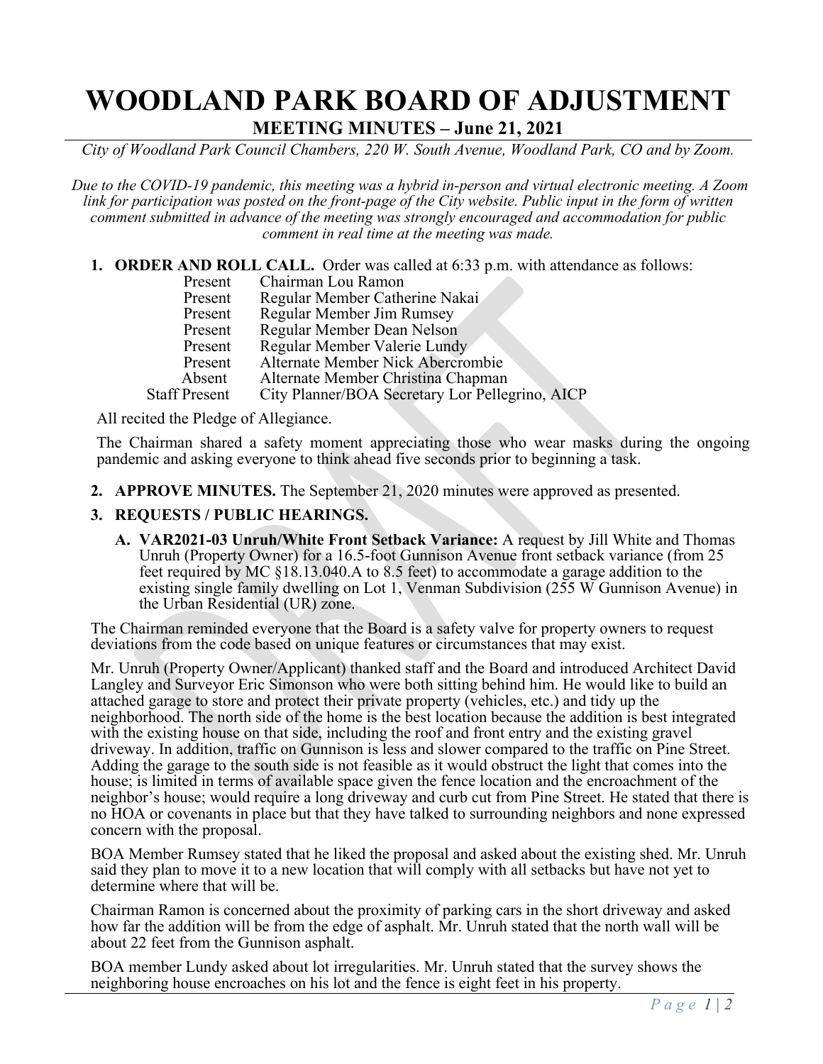# WOODLAND PARK BOARD OF ADJUSTMENT

## MEETING MINUTES – June 21, 2021

*City of Woodland Park Council Chambers, 220 W. South Avenue, Woodland Park, CO and by Zoom.*

*Due to the COVID-19 pandemic, this meeting was a hybrid in-person and virtual electronic meeting. A Zoom link for participation was posted on the front-page of the City website. Public input in the form of written comment submitted in advance of the meeting was strongly encouraged and accommodation for public comment in real time at the meeting was made.*

1. **ORDER AND ROLL CALL.** Order was called at 6:33 p.m. with attendance as follows:

| | |
|---|---|
| Present | Chairman Lou Ramon |
| Present | Regular Member Catherine Nakai |
| Present | Regular Member Jim Rumsey |
| Present | Regular Member Dean Nelson |
| Present | Regular Member Valerie Lundy |
| Present | Alternate Member Nick Abercrombie |
| Absent | Alternate Member Christina Chapman |
| Staff Present | City Planner/BOA Secretary Lor Pellegrino, AICP |

All recited the Pledge of Allegiance.

The Chairman shared a safety moment appreciating those who wear masks during the ongoing pandemic and asking everyone to think ahead five seconds prior to beginning a task.

2. **APPROVE MINUTES.** The September 21, 2020 minutes were approved as presented.

3. **REQUESTS / PUBLIC HEARINGS.**

   A. **VAR2021-03 Unruh/White Front Setback Variance:** A request by Jill White and Thomas Unruh (Property Owner) for a 16.5-foot Gunnison Avenue front setback variance (from 25 feet required by MC §18.13.040.A to 8.5 feet) to accommodate a garage addition to the existing single family dwelling on Lot 1, Venman Subdivision (255 W Gunnison Avenue) in the Urban Residential (UR) zone.

The Chairman reminded everyone that the Board is a safety valve for property owners to request deviations from the code based on unique features or circumstances that may exist.

Mr. Unruh (Property Owner/Applicant) thanked staff and the Board and introduced Architect David Langley and Surveyor Eric Simonson who were both sitting behind him. He would like to build an attached garage to store and protect their private property (vehicles, etc.) and tidy up the neighborhood. The north side of the home is the best location because the addition is best integrated with the existing house on that side, including the roof and front entry and the existing gravel driveway. In addition, traffic on Gunnison is less and slower compared to the traffic on Pine Street. Adding the garage to the south side is not feasible as it would obstruct the light that comes into the house; is limited in terms of available space given the fence location and the encroachment of the neighbor's house; would require a long driveway and curb cut from Pine Street. He stated that there is no HOA or covenants in place but that they have talked to surrounding neighbors and none expressed concern with the proposal.

BOA Member Rumsey stated that he liked the proposal and asked about the existing shed. Mr. Unruh said they plan to move it to a new location that will comply with all setbacks but have not yet to determine where that will be.

Chairman Ramon is concerned about the proximity of parking cars in the short driveway and asked how far the addition will be from the edge of asphalt. Mr. Unruh stated that the north wall will be about 22 feet from the Gunnison asphalt.

BOA member Lundy asked about lot irregularities. Mr. Unruh stated that the survey shows the neighboring house encroaches on his lot and the fence is eight feet in his property.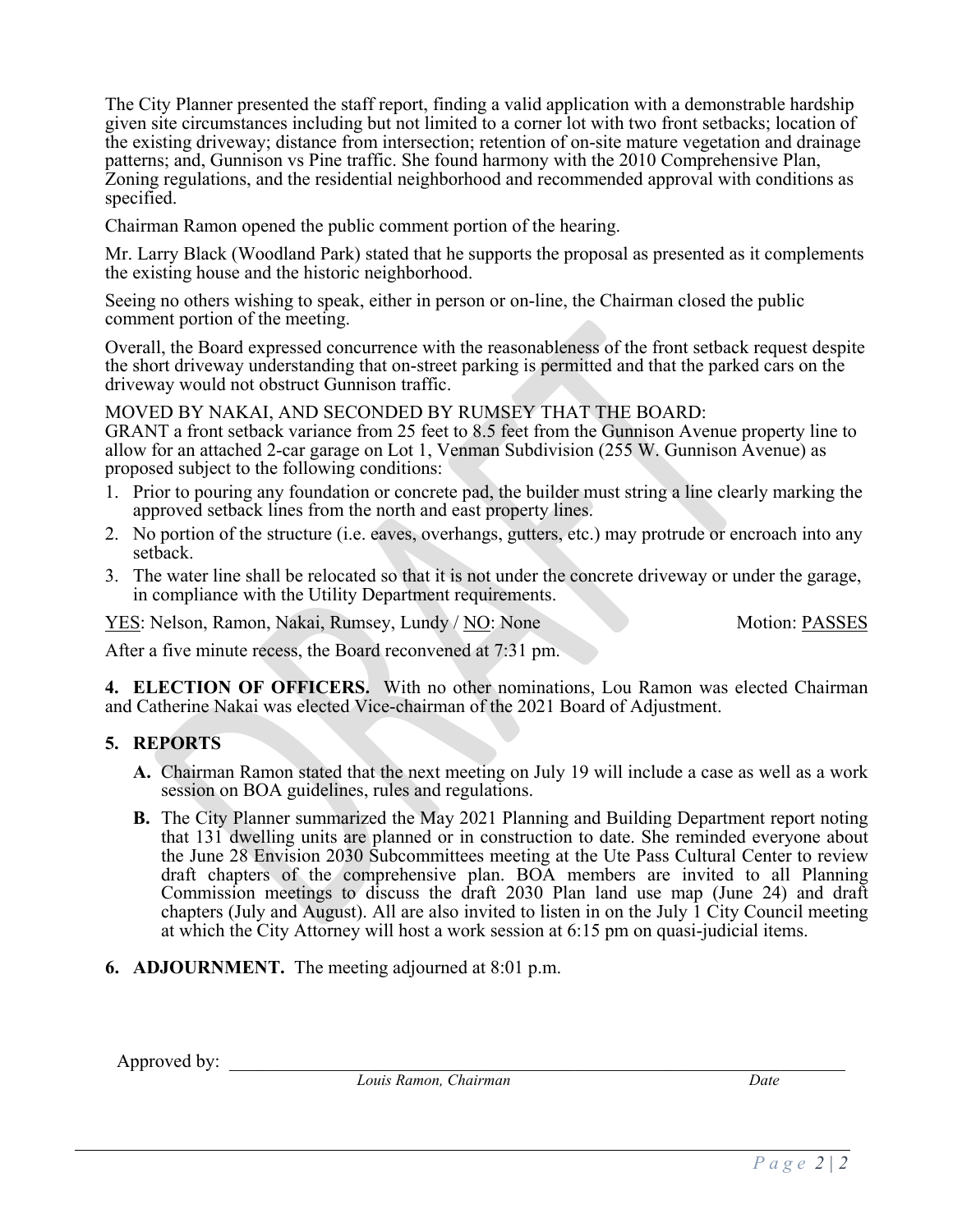The City Planner presented the staff report, finding a valid application with a demonstrable hardship given site circumstances including but not limited to a corner lot with two front setbacks; location of the existing driveway; distance from intersection; retention of on-site mature vegetation and drainage patterns; and, Gunnison vs Pine traffic. She found harmony with the 2010 Comprehensive Plan, Zoning regulations, and the residential neighborhood and recommended approval with conditions as specified.

Chairman Ramon opened the public comment portion of the hearing.

Mr. Larry Black (Woodland Park) stated that he supports the proposal as presented as it complements the existing house and the historic neighborhood.

Seeing no others wishing to speak, either in person or on-line, the Chairman closed the public comment portion of the meeting.

Overall, the Board expressed concurrence with the reasonableness of the front setback request despite the short driveway understanding that on-street parking is permitted and that the parked cars on the driveway would not obstruct Gunnison traffic.

MOVED BY NAKAI, AND SECONDED BY RUMSEY THAT THE BOARD:
GRANT a front setback variance from 25 feet to 8.5 feet from the Gunnison Avenue property line to allow for an attached 2-car garage on Lot 1, Venman Subdivision (255 W. Gunnison Avenue) as proposed subject to the following conditions:

1. Prior to pouring any foundation or concrete pad, the builder must string a line clearly marking the approved setback lines from the north and east property lines.
2. No portion of the structure (i.e. eaves, overhangs, gutters, etc.) may protrude or encroach into any setback.
3. The water line shall be relocated so that it is not under the concrete driveway or under the garage, in compliance with the Utility Department requirements.

YES: Nelson, Ramon, Nakai, Rumsey, Lundy / NO: None Motion: PASSES

After a five minute recess, the Board reconvened at 7:31 pm.

**4. ELECTION OF OFFICERS.** With no other nominations, Lou Ramon was elected Chairman and Catherine Nakai was elected Vice-chairman of the 2021 Board of Adjustment.

**5. REPORTS**

**A.** Chairman Ramon stated that the next meeting on July 19 will include a case as well as a work session on BOA guidelines, rules and regulations.

**B.** The City Planner summarized the May 2021 Planning and Building Department report noting that 131 dwelling units are planned or in construction to date. She reminded everyone about the June 28 Envision 2030 Subcommittees meeting at the Ute Pass Cultural Center to review draft chapters of the comprehensive plan. BOA members are invited to all Planning Commission meetings to discuss the draft 2030 Plan land use map (June 24) and draft chapters (July and August). All are also invited to listen in on the July 1 City Council meeting at which the City Attorney will host a work session at 6:15 pm on quasi-judicial items.

**6. ADJOURNMENT.** The meeting adjourned at 8:01 p.m.

Approved by: ______________________________________________

*Louis Ramon, Chairman* *Date*